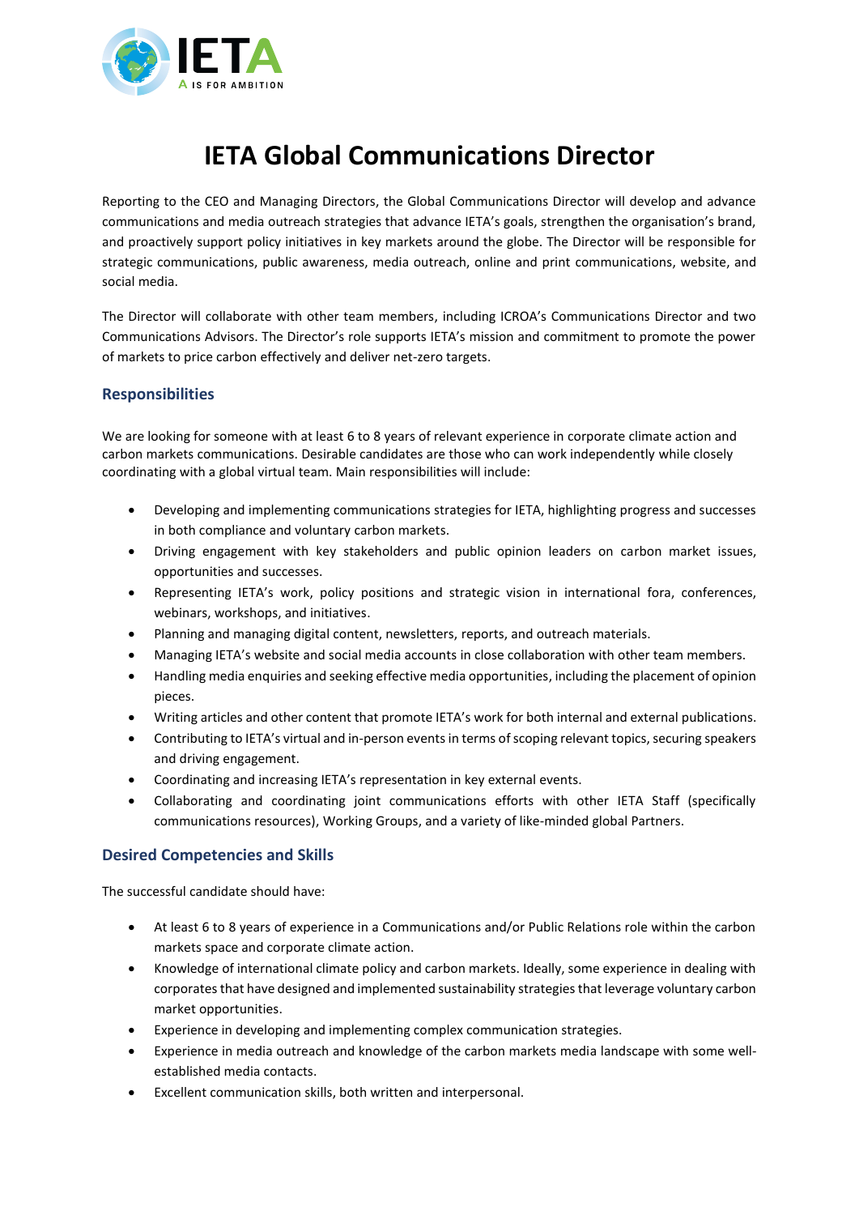# IETA Global Communications Director

Reporting to the CEO and Managing Directors, the Global Communications Director will develop and advance communications and media outreach strategies that advance IETA's goals, strengthen the organisation's brand, and proactively support policy initiatives in key markets around the globe. The Director will be responsible for strategic communications, public awareness, media outreach, online and print communications, website, and social media.

The Director will collaborate with other team members, including ICROA's Communications Director and two Communications Advisors. The Director's role supports IETA's mission and commitment to promote the power of markets to price carbon effectively and deliver net-zero targets.

## Responsibilities

We are looking for someone with at least 6 to 8 years of relevant experience in corporate climate action and carbon markets communications. Desirable candidates are those who can work independently while closely coordinating with a global virtual team. Main responsibilities will include:

- Developing and implementing communications strategies for IETA, highlighting progress and successes in both compliance and voluntary carbon markets.
- Driving engagement with key stakeholders and public opinion leaders on carbon market issues, opportunities and successes.
- Representing IETA's work, policy positions and strategic vision in international fora, conferences, webinars, workshops, and initiatives.
- Planning and managing digital content, newsletters, reports, and outreach materials.
- Managing IETA's website and social media accounts in close collaboration with other team members.
- Handling media enquiries and seeking effective media opportunities, including the placement of opinion pieces.
- Writing articles and other content that promote IETA's work for both internal and external publications.
- Contributing to IETA's virtual and in-person events in terms of scoping relevant topics, securing speakers and driving engagement.
- Coordinating and increasing IETA's representation in key external events.
- Collaborating and coordinating joint communications efforts with other IETA Staff (specifically communications resources), Working Groups, and a variety of like-minded global Partners.

## Desired Competencies and Skills

The successful candidate should have:

- At least 6 to 8 years of experience in a Communications and/or Public Relations role within the carbon markets space and corporate climate action.
- Knowledge of international climate policy and carbon markets. Ideally, some experience in dealing with corporates that have designed and implemented sustainability strategies that leverage voluntary carbon market opportunities.
- Experience in developing and implementing complex communication strategies.
- Experience in media outreach and knowledge of the carbon markets media landscape with some well-established media contacts.
- Excellent communication skills, both written and interpersonal.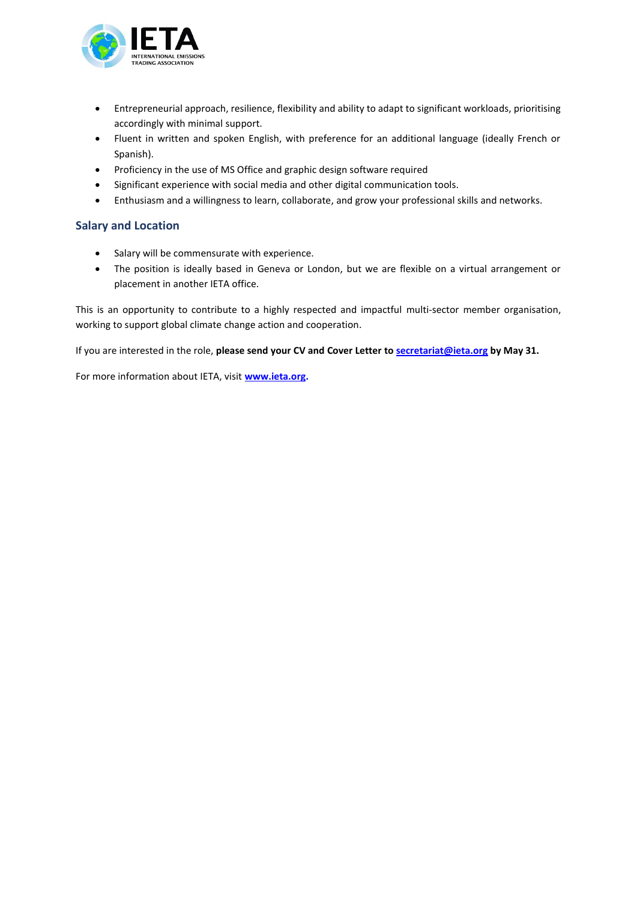- Entrepreneurial approach, resilience, flexibility and ability to adapt to significant workloads, prioritising accordingly with minimal support.
- Fluent in written and spoken English, with preference for an additional language (ideally French or Spanish).
- Proficiency in the use of MS Office and graphic design software required
- Significant experience with social media and other digital communication tools.
- Enthusiasm and a willingness to learn, collaborate, and grow your professional skills and networks.

## Salary and Location

- Salary will be commensurate with experience.
- The position is ideally based in Geneva or London, but we are flexible on a virtual arrangement or placement in another IETA office.

This is an opportunity to contribute to a highly respected and impactful multi-sector member organisation, working to support global climate change action and cooperation.

If you are interested in the role, **please send your CV and Cover Letter to [secretariat@ieta.org](mailto:secretariat@ieta.org) by May 31.**

For more information about IETA, visit **[www.ieta.org](http://www.ieta.org).**